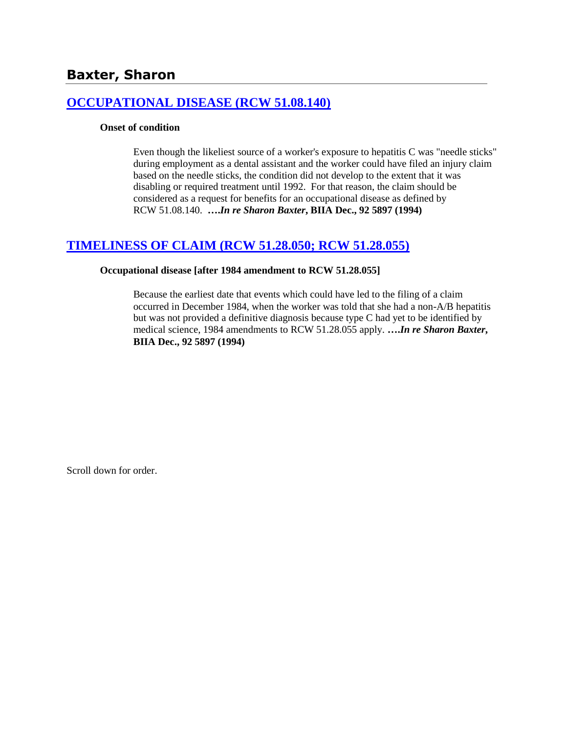# Baxter, Sharon

## OCCUPATIONAL DISEASE (RCW 51.08.140)

**Onset of condition**

Even though the likeliest source of a worker's exposure to hepatitis C was "needle sticks" during employment as a dental assistant and the worker could have filed an injury claim based on the needle sticks, the condition did not develop to the extent that it was disabling or required treatment until 1992. For that reason, the claim should be considered as a request for benefits for an occupational disease as defined by RCW 51.08.140. **….*In re Sharon Baxter*, BIIA Dec., 92 5897 (1994)**

## TIMELINESS OF CLAIM (RCW 51.28.050; RCW 51.28.055)

**Occupational disease [after 1984 amendment to RCW 51.28.055]**

Because the earliest date that events which could have led to the filing of a claim occurred in December 1984, when the worker was told that she had a non-A/B hepatitis but was not provided a definitive diagnosis because type C had yet to be identified by medical science, 1984 amendments to RCW 51.28.055 apply. **….*In re Sharon Baxter*, BIIA Dec., 92 5897 (1994)**

Scroll down for order.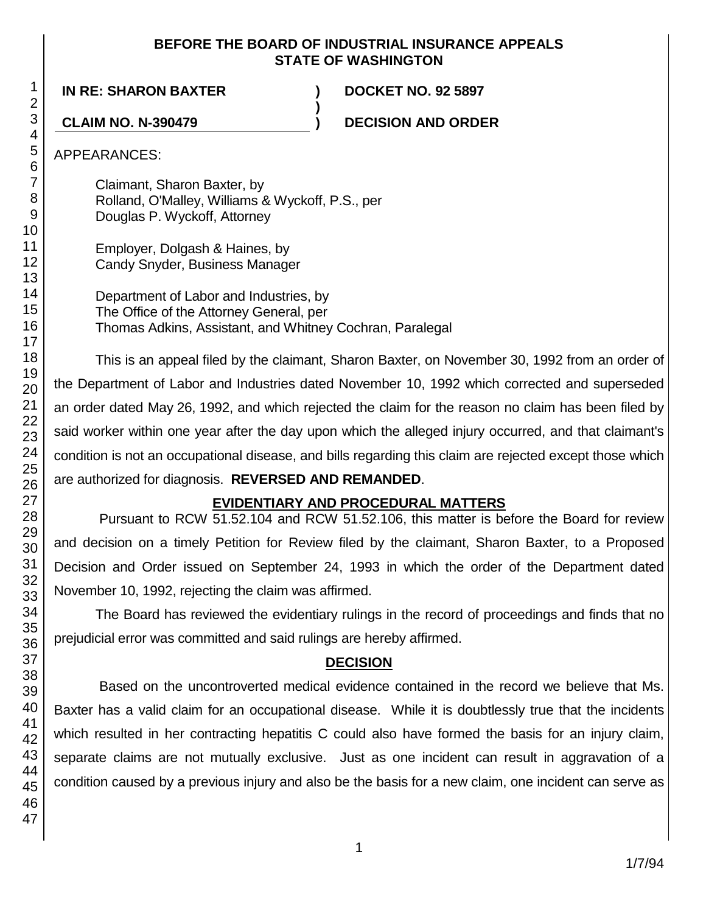**BEFORE THE BOARD OF INDUSTRIAL INSURANCE APPEALS**
**STATE OF WASHINGTON**

| | | |
|---|---|---|
| **IN RE: SHARON BAXTER** | **)** | **DOCKET NO. 92 5897** |
| | **)** | |
| **CLAIM NO. N-390479** | **)** | **DECISION AND ORDER** |

APPEARANCES:

Claimant, Sharon Baxter, by
Rolland, O'Malley, Williams & Wyckoff, P.S., per
Douglas P. Wyckoff, Attorney

Employer, Dolgash & Haines, by
Candy Snyder, Business Manager

Department of Labor and Industries, by
The Office of the Attorney General, per
Thomas Adkins, Assistant, and Whitney Cochran, Paralegal

This is an appeal filed by the claimant, Sharon Baxter, on November 30, 1992 from an order of the Department of Labor and Industries dated November 10, 1992 which corrected and superseded an order dated May 26, 1992, and which rejected the claim for the reason no claim has been filed by said worker within one year after the day upon which the alleged injury occurred, and that claimant's condition is not an occupational disease, and bills regarding this claim are rejected except those which are authorized for diagnosis. **REVERSED AND REMANDED**.

## EVIDENTIARY AND PROCEDURAL MATTERS

Pursuant to RCW 51.52.104 and RCW 51.52.106, this matter is before the Board for review and decision on a timely Petition for Review filed by the claimant, Sharon Baxter, to a Proposed Decision and Order issued on September 24, 1993 in which the order of the Department dated November 10, 1992, rejecting the claim was affirmed.

The Board has reviewed the evidentiary rulings in the record of proceedings and finds that no prejudicial error was committed and said rulings are hereby affirmed.

## DECISION

Based on the uncontroverted medical evidence contained in the record we believe that Ms. Baxter has a valid claim for an occupational disease. While it is doubtlessly true that the incidents which resulted in her contracting hepatitis C could also have formed the basis for an injury claim, separate claims are not mutually exclusive. Just as one incident can result in aggravation of a condition caused by a previous injury and also be the basis for a new claim, one incident can serve as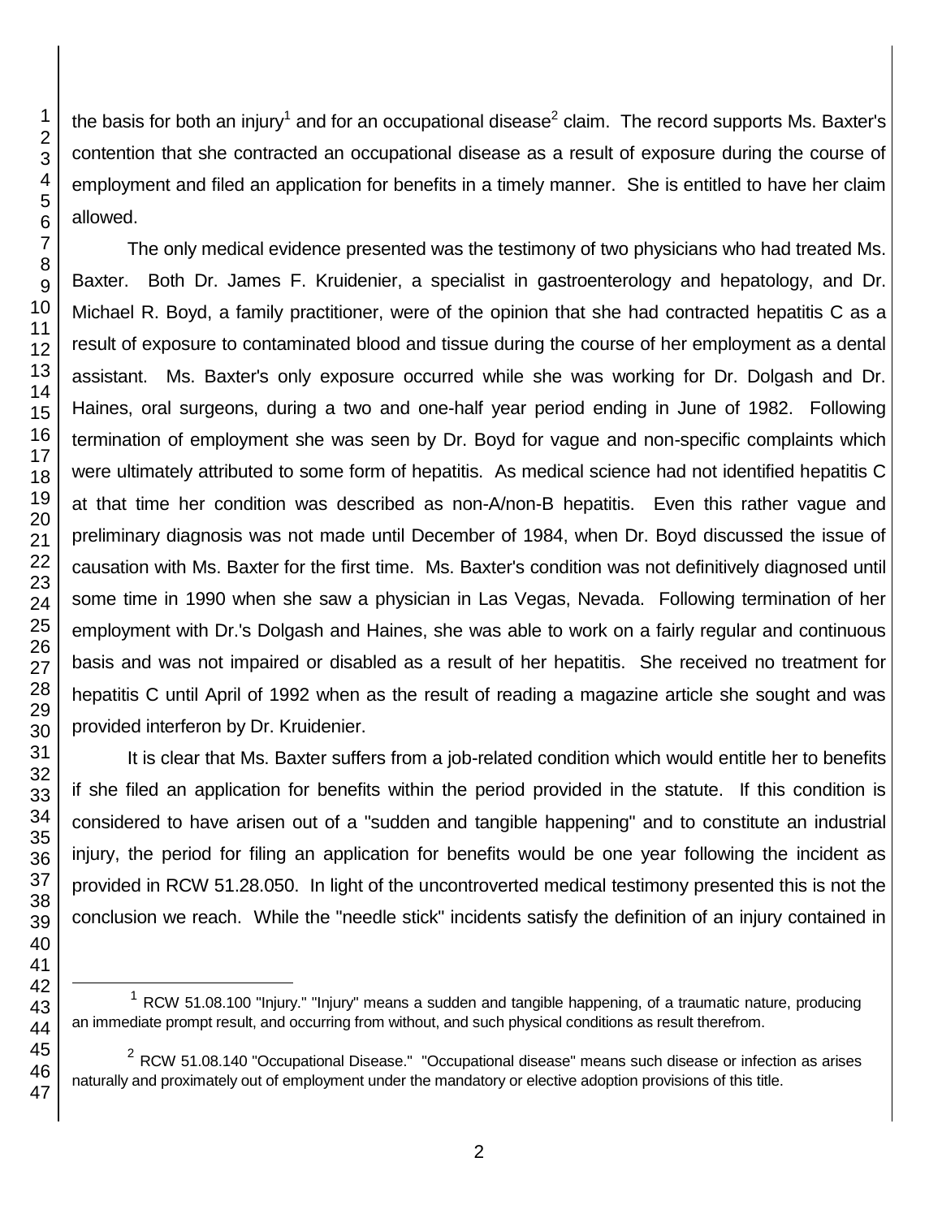the basis for both an injury[1] and for an occupational disease[2] claim. The record supports Ms. Baxter's contention that she contracted an occupational disease as a result of exposure during the course of employment and filed an application for benefits in a timely manner. She is entitled to have her claim allowed.

The only medical evidence presented was the testimony of two physicians who had treated Ms. Baxter. Both Dr. James F. Kruidenier, a specialist in gastroenterology and hepatology, and Dr. Michael R. Boyd, a family practitioner, were of the opinion that she had contracted hepatitis C as a result of exposure to contaminated blood and tissue during the course of her employment as a dental assistant. Ms. Baxter's only exposure occurred while she was working for Dr. Dolgash and Dr. Haines, oral surgeons, during a two and one-half year period ending in June of 1982. Following termination of employment she was seen by Dr. Boyd for vague and non-specific complaints which were ultimately attributed to some form of hepatitis. As medical science had not identified hepatitis C at that time her condition was described as non-A/non-B hepatitis. Even this rather vague and preliminary diagnosis was not made until December of 1984, when Dr. Boyd discussed the issue of causation with Ms. Baxter for the first time. Ms. Baxter's condition was not definitively diagnosed until some time in 1990 when she saw a physician in Las Vegas, Nevada. Following termination of her employment with Dr.'s Dolgash and Haines, she was able to work on a fairly regular and continuous basis and was not impaired or disabled as a result of her hepatitis. She received no treatment for hepatitis C until April of 1992 when as the result of reading a magazine article she sought and was provided interferon by Dr. Kruidenier.

It is clear that Ms. Baxter suffers from a job-related condition which would entitle her to benefits if she filed an application for benefits within the period provided in the statute. If this condition is considered to have arisen out of a "sudden and tangible happening" and to constitute an industrial injury, the period for filing an application for benefits would be one year following the incident as provided in RCW 51.28.050. In light of the uncontroverted medical testimony presented this is not the conclusion we reach. While the "needle stick" incidents satisfy the definition of an injury contained in

---

[1] RCW 51.08.100 "Injury." "Injury" means a sudden and tangible happening, of a traumatic nature, producing an immediate prompt result, and occurring from without, and such physical conditions as result therefrom.

[2] RCW 51.08.140 "Occupational Disease." "Occupational disease" means such disease or infection as arises naturally and proximately out of employment under the mandatory or elective adoption provisions of this title.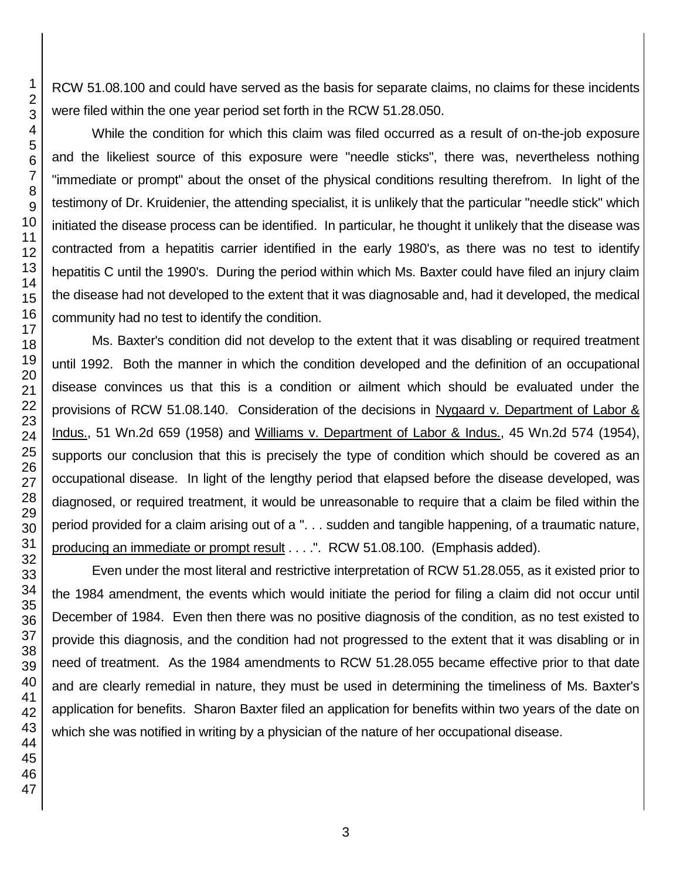RCW 51.08.100 and could have served as the basis for separate claims, no claims for these incidents were filed within the one year period set forth in the RCW 51.28.050.

While the condition for which this claim was filed occurred as a result of on-the-job exposure and the likeliest source of this exposure were "needle sticks", there was, nevertheless nothing "immediate or prompt" about the onset of the physical conditions resulting therefrom. In light of the testimony of Dr. Kruidenier, the attending specialist, it is unlikely that the particular "needle stick" which initiated the disease process can be identified. In particular, he thought it unlikely that the disease was contracted from a hepatitis carrier identified in the early 1980's, as there was no test to identify hepatitis C until the 1990's. During the period within which Ms. Baxter could have filed an injury claim the disease had not developed to the extent that it was diagnosable and, had it developed, the medical community had no test to identify the condition.

Ms. Baxter's condition did not develop to the extent that it was disabling or required treatment until 1992. Both the manner in which the condition developed and the definition of an occupational disease convinces us that this is a condition or ailment which should be evaluated under the provisions of RCW 51.08.140. Consideration of the decisions in Nygaard v. Department of Labor & Indus., 51 Wn.2d 659 (1958) and Williams v. Department of Labor & Indus., 45 Wn.2d 574 (1954), supports our conclusion that this is precisely the type of condition which should be covered as an occupational disease. In light of the lengthy period that elapsed before the disease developed, was diagnosed, or required treatment, it would be unreasonable to require that a claim be filed within the period provided for a claim arising out of a ". . . sudden and tangible happening, of a traumatic nature, producing an immediate or prompt result . . . .". RCW 51.08.100. (Emphasis added).

Even under the most literal and restrictive interpretation of RCW 51.28.055, as it existed prior to the 1984 amendment, the events which would initiate the period for filing a claim did not occur until December of 1984. Even then there was no positive diagnosis of the condition, as no test existed to provide this diagnosis, and the condition had not progressed to the extent that it was disabling or in need of treatment. As the 1984 amendments to RCW 51.28.055 became effective prior to that date and are clearly remedial in nature, they must be used in determining the timeliness of Ms. Baxter's application for benefits. Sharon Baxter filed an application for benefits within two years of the date on which she was notified in writing by a physician of the nature of her occupational disease.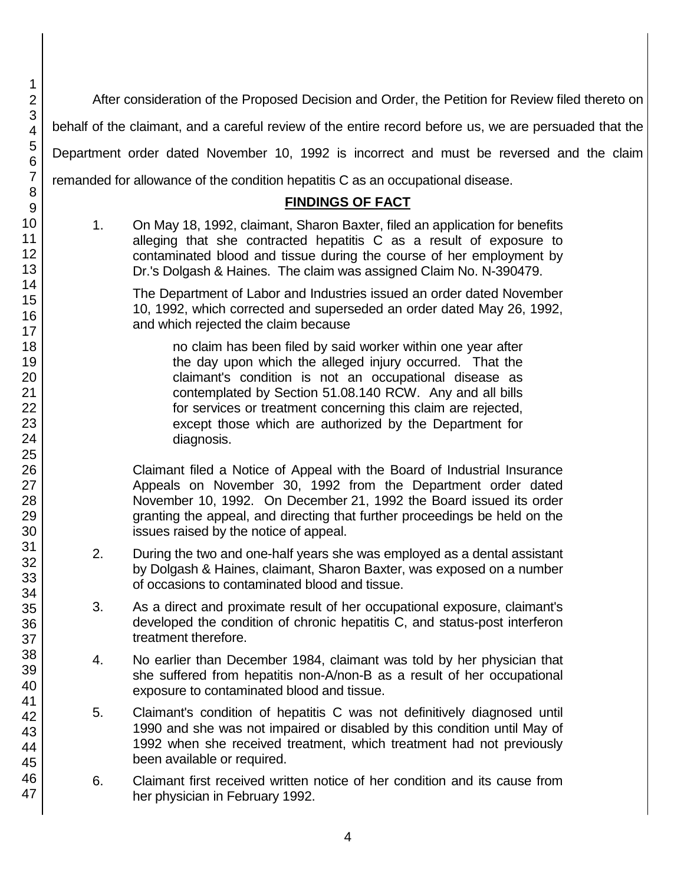After consideration of the Proposed Decision and Order, the Petition for Review filed thereto on behalf of the claimant, and a careful review of the entire record before us, we are persuaded that the Department order dated November 10, 1992 is incorrect and must be reversed and the claim remanded for allowance of the condition hepatitis C as an occupational disease.

## FINDINGS OF FACT

1. On May 18, 1992, claimant, Sharon Baxter, filed an application for benefits alleging that she contracted hepatitis C as a result of exposure to contaminated blood and tissue during the course of her employment by Dr.'s Dolgash & Haines. The claim was assigned Claim No. N-390479.

   The Department of Labor and Industries issued an order dated November 10, 1992, which corrected and superseded an order dated May 26, 1992, and which rejected the claim because

   > no claim has been filed by said worker within one year after the day upon which the alleged injury occurred. That the claimant's condition is not an occupational disease as contemplated by Section 51.08.140 RCW. Any and all bills for services or treatment concerning this claim are rejected, except those which are authorized by the Department for diagnosis.

   Claimant filed a Notice of Appeal with the Board of Industrial Insurance Appeals on November 30, 1992 from the Department order dated November 10, 1992. On December 21, 1992 the Board issued its order granting the appeal, and directing that further proceedings be held on the issues raised by the notice of appeal.

2. During the two and one-half years she was employed as a dental assistant by Dolgash & Haines, claimant, Sharon Baxter, was exposed on a number of occasions to contaminated blood and tissue.

3. As a direct and proximate result of her occupational exposure, claimant's developed the condition of chronic hepatitis C, and status-post interferon treatment therefore.

4. No earlier than December 1984, claimant was told by her physician that she suffered from hepatitis non-A/non-B as a result of her occupational exposure to contaminated blood and tissue.

5. Claimant's condition of hepatitis C was not definitively diagnosed until 1990 and she was not impaired or disabled by this condition until May of 1992 when she received treatment, which treatment had not previously been available or required.

6. Claimant first received written notice of her condition and its cause from her physician in February 1992.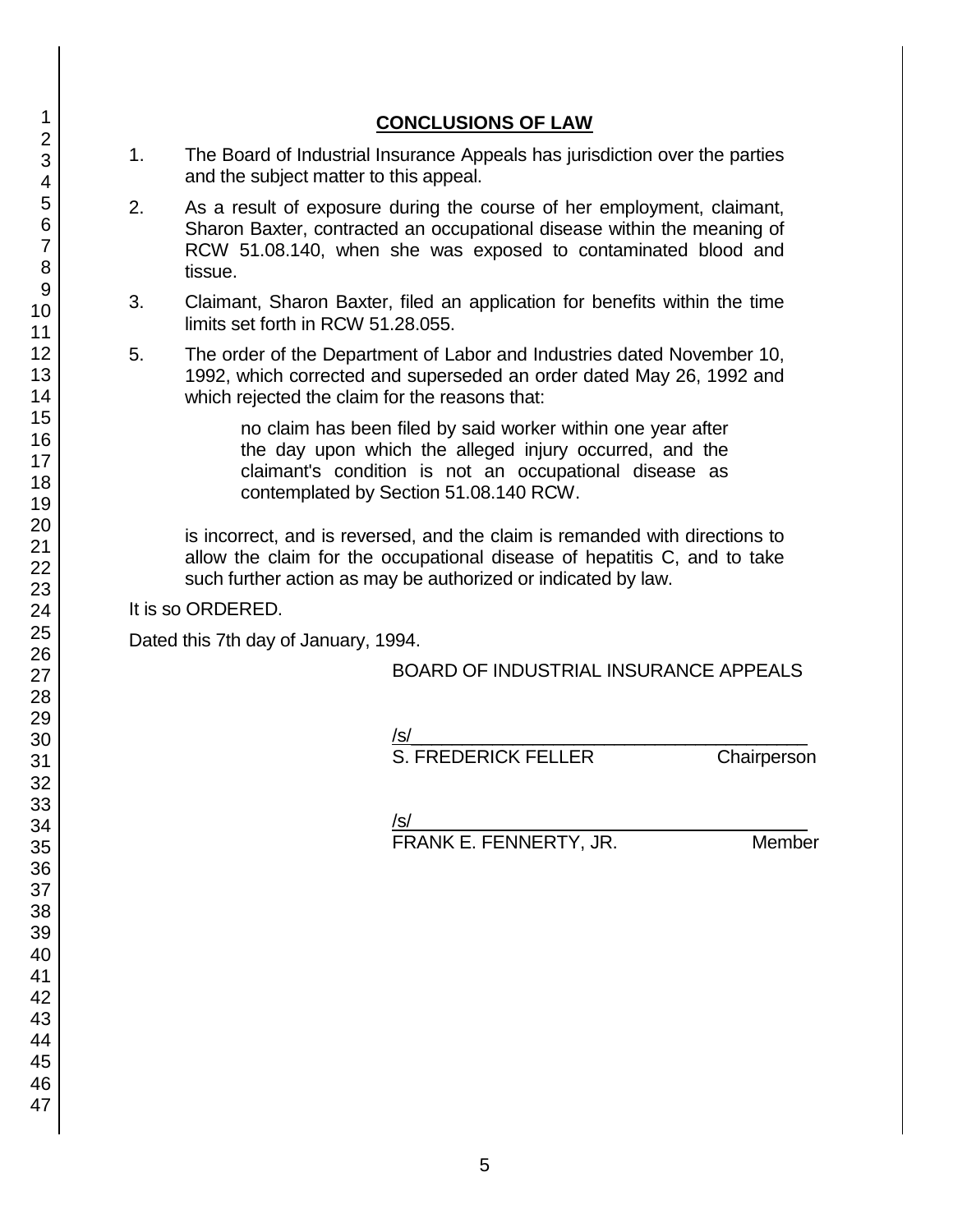## CONCLUSIONS OF LAW

1. The Board of Industrial Insurance Appeals has jurisdiction over the parties and the subject matter to this appeal.

2. As a result of exposure during the course of her employment, claimant, Sharon Baxter, contracted an occupational disease within the meaning of RCW 51.08.140, when she was exposed to contaminated blood and tissue.

3. Claimant, Sharon Baxter, filed an application for benefits within the time limits set forth in RCW 51.28.055.

5. The order of the Department of Labor and Industries dated November 10, 1992, which corrected and superseded an order dated May 26, 1992 and which rejected the claim for the reasons that:

> no claim has been filed by said worker within one year after the day upon which the alleged injury occurred, and the claimant's condition is not an occupational disease as contemplated by Section 51.08.140 RCW.

is incorrect, and is reversed, and the claim is remanded with directions to allow the claim for the occupational disease of hepatitis C, and to take such further action as may be authorized or indicated by law.

It is so ORDERED.

Dated this 7th day of January, 1994.

BOARD OF INDUSTRIAL INSURANCE APPEALS

/s/
S. FREDERICK FELLER Chairperson

/s/
FRANK E. FENNERTY, JR. Member